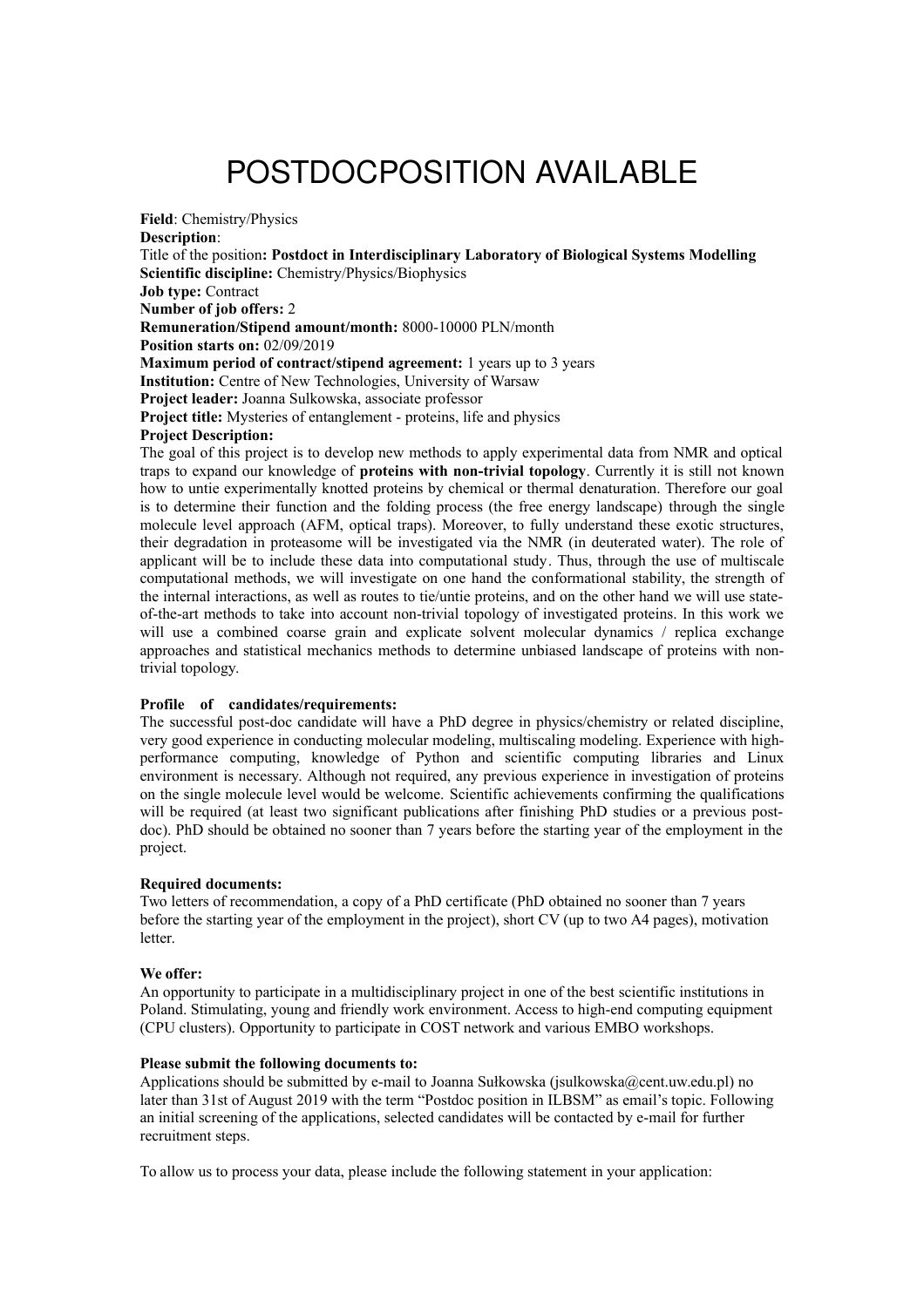# POSTDOCPOSITION AVAILABLE

**Field**: Chemistry/Physics
**Description**:
Title of the position**: Postdoct in Interdisciplinary Laboratory of Biological Systems Modelling**
**Scientific discipline:** Chemistry/Physics/Biophysics
**Job type:** Contract
**Number of job offers:** 2
**Remuneration/Stipend amount/month:** 8000-10000 PLN/month
**Position starts on:** 02/09/2019
**Maximum period of contract/stipend agreement:** 1 years up to 3 years
**Institution:** Centre of New Technologies, University of Warsaw
**Project leader:** Joanna Sulkowska, associate professor
**Project title:** Mysteries of entanglement - proteins, life and physics
**Project Description:**
The goal of this project is to develop new methods to apply experimental data from NMR and optical traps to expand our knowledge of **proteins with non-trivial topology**. Currently it is still not known how to untie experimentally knotted proteins by chemical or thermal denaturation. Therefore our goal is to determine their function and the folding process (the free energy landscape) through the single molecule level approach (AFM, optical traps). Moreover, to fully understand these exotic structures, their degradation in proteasome will be investigated via the NMR (in deuterated water). The role of applicant will be to include these data into computational study. Thus, through the use of multiscale computational methods, we will investigate on one hand the conformational stability, the strength of the internal interactions, as well as routes to tie/untie proteins, and on the other hand we will use state-of-the-art methods to take into account non-trivial topology of investigated proteins. In this work we will use a combined coarse grain and explicate solvent molecular dynamics / replica exchange approaches and statistical mechanics methods to determine unbiased landscape of proteins with non-trivial topology.

**Profile of candidates/requirements:**
The successful post-doc candidate will have a PhD degree in physics/chemistry or related discipline, very good experience in conducting molecular modeling, multiscaling modeling. Experience with high-performance computing, knowledge of Python and scientific computing libraries and Linux environment is necessary. Although not required, any previous experience in investigation of proteins on the single molecule level would be welcome. Scientific achievements confirming the qualifications will be required (at least two significant publications after finishing PhD studies or a previous post-doc). PhD should be obtained no sooner than 7 years before the starting year of the employment in the project.

**Required documents:**
Two letters of recommendation, a copy of a PhD certificate (PhD obtained no sooner than 7 years before the starting year of the employment in the project), short CV (up to two A4 pages), motivation letter.

**We offer:**
An opportunity to participate in a multidisciplinary project in one of the best scientific institutions in Poland. Stimulating, young and friendly work environment. Access to high-end computing equipment (CPU clusters). Opportunity to participate in COST network and various EMBO workshops.

**Please submit the following documents to:**
Applications should be submitted by e-mail to Joanna Sułkowska (jsulkowska@cent.uw.edu.pl) no later than 31st of August 2019 with the term "Postdoc position in ILBSM" as email's topic. Following an initial screening of the applications, selected candidates will be contacted by e-mail for further recruitment steps.

To allow us to process your data, please include the following statement in your application: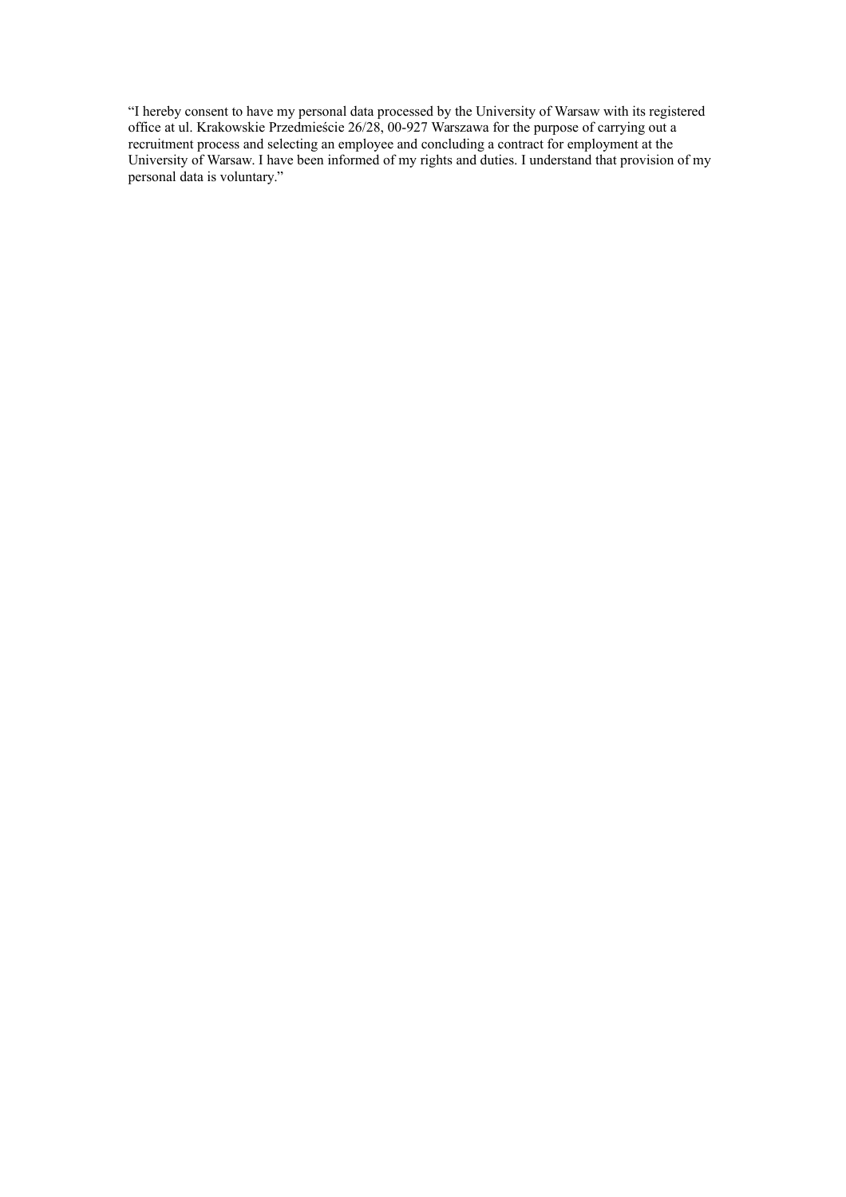“I hereby consent to have my personal data processed by the University of Warsaw with its registered office at ul. Krakowskie Przedmieście 26/28, 00-927 Warszawa for the purpose of carrying out a recruitment process and selecting an employee and concluding a contract for employment at the University of Warsaw. I have been informed of my rights and duties. I understand that provision of my personal data is voluntary.”